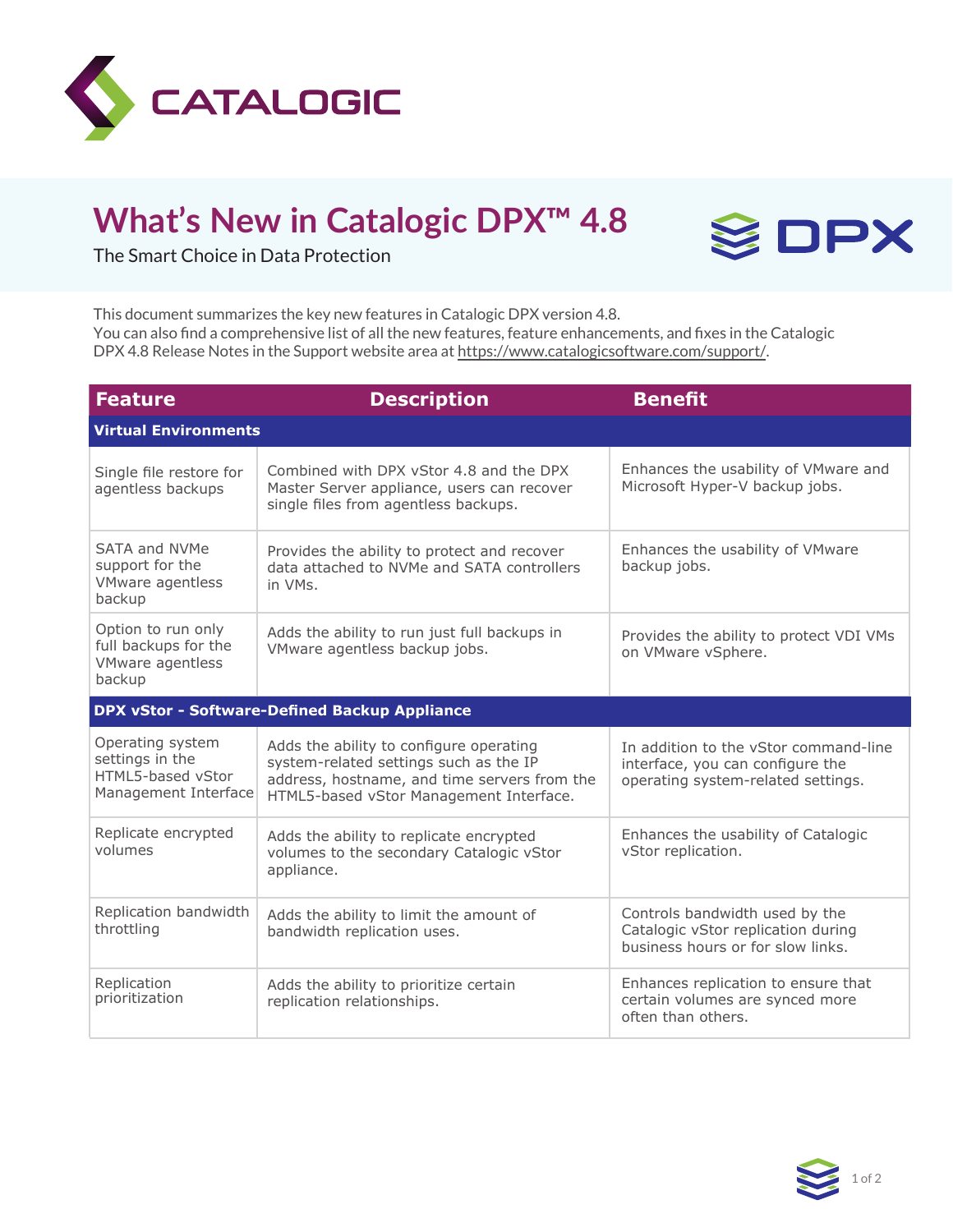CATALOGIC

# What's New in Catalogic DPX™ 4.8

The Smart Choice in Data Protection

DPX

This document summarizes the key new features in Catalogic DPX version 4.8.
You can also find a comprehensive list of all the new features, feature enhancements, and fixes in the Catalogic DPX 4.8 Release Notes in the Support website area at https://www.catalogicsoftware.com/support/.

| Feature | Description | Benefit |
|---|---|---|
| **Virtual Environments** | | |
| Single file restore for agentless backups | Combined with DPX vStor 4.8 and the DPX Master Server appliance, users can recover single files from agentless backups. | Enhances the usability of VMware and Microsoft Hyper-V backup jobs. |
| SATA and NVMe support for the VMware agentless backup | Provides the ability to protect and recover data attached to NVMe and SATA controllers in VMs. | Enhances the usability of VMware backup jobs. |
| Option to run only full backups for the VMware agentless backup | Adds the ability to run just full backups in VMware agentless backup jobs. | Provides the ability to protect VDI VMs on VMware vSphere. |
| **DPX vStor - Software-Defined Backup Appliance** | | |
| Operating system settings in the HTML5-based vStor Management Interface | Adds the ability to configure operating system-related settings such as the IP address, hostname, and time servers from the HTML5-based vStor Management Interface. | In addition to the vStor command-line interface, you can configure the operating system-related settings. |
| Replicate encrypted volumes | Adds the ability to replicate encrypted volumes to the secondary Catalogic vStor appliance. | Enhances the usability of Catalogic vStor replication. |
| Replication bandwidth throttling | Adds the ability to limit the amount of bandwidth replication uses. | Controls bandwidth used by the Catalogic vStor replication during business hours or for slow links. |
| Replication prioritization | Adds the ability to prioritize certain replication relationships. | Enhances replication to ensure that certain volumes are synced more often than others. |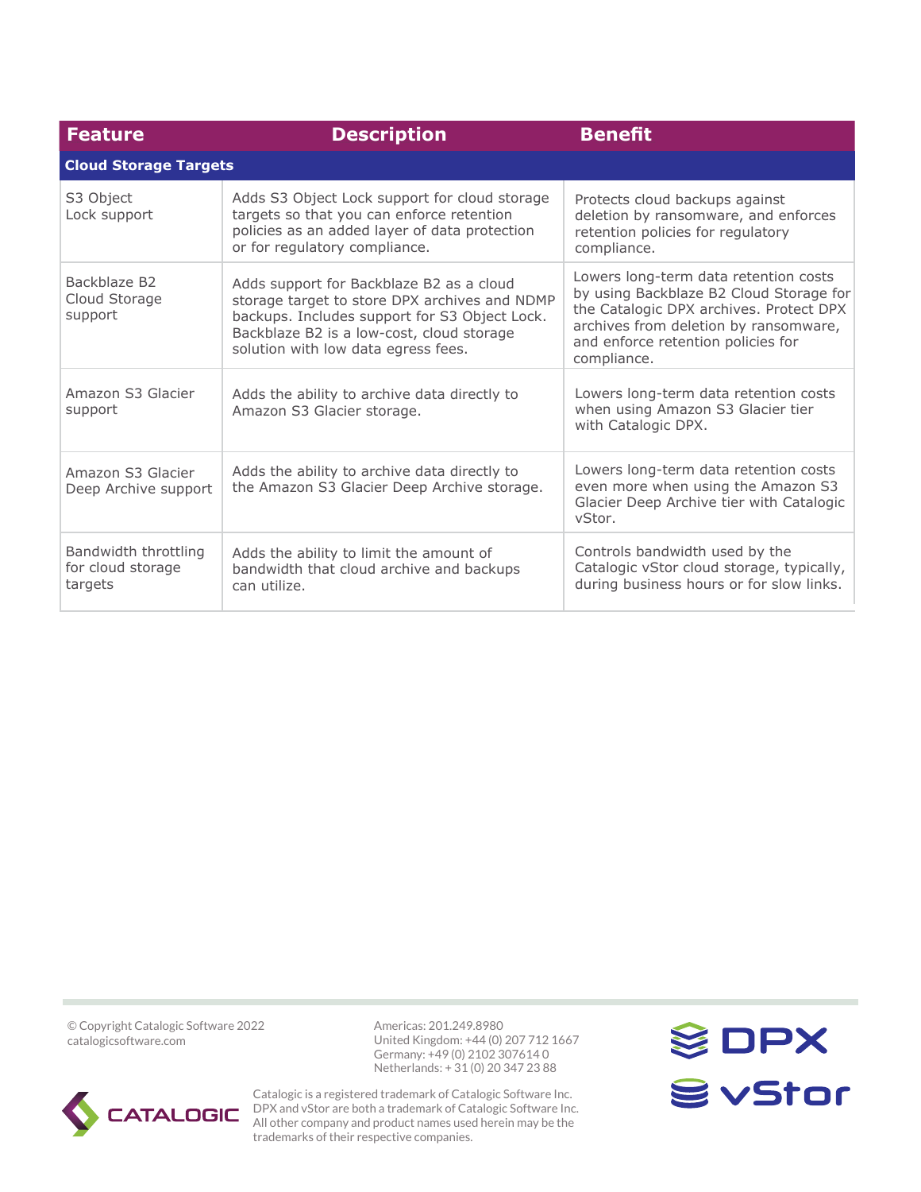| Feature | Description | Benefit |
| --- | --- | --- |
| **Cloud Storage Targets** | | |
| S3 Object Lock support | Adds S3 Object Lock support for cloud storage targets so that you can enforce retention policies as an added layer of data protection or for regulatory compliance. | Protects cloud backups against deletion by ransomware, and enforces retention policies for regulatory compliance. |
| Backblaze B2 Cloud Storage support | Adds support for Backblaze B2 as a cloud storage target to store DPX archives and NDMP backups. Includes support for S3 Object Lock. Backblaze B2 is a low-cost, cloud storage solution with low data egress fees. | Lowers long-term data retention costs by using Backblaze B2 Cloud Storage for the Catalogic DPX archives. Protect DPX archives from deletion by ransomware, and enforce retention policies for compliance. |
| Amazon S3 Glacier support | Adds the ability to archive data directly to Amazon S3 Glacier storage. | Lowers long-term data retention costs when using Amazon S3 Glacier tier with Catalogic DPX. |
| Amazon S3 Glacier Deep Archive support | Adds the ability to archive data directly to the Amazon S3 Glacier Deep Archive storage. | Lowers long-term data retention costs even more when using the Amazon S3 Glacier Deep Archive tier with Catalogic vStor. |
| Bandwidth throttling for cloud storage targets | Adds the ability to limit the amount of bandwidth that cloud archive and backups can utilize. | Controls bandwidth used by the Catalogic vStor cloud storage, typically, during business hours or for slow links. |

© Copyright Catalogic Software 2022
catalogicsoftware.com

Americas: 201.249.8980
United Kingdom: +44 (0) 207 712 1667
Germany: +49 (0) 2102 307614 0
Netherlands: + 31 (0) 20 347 23 88

CATALOGIC

Catalogic is a registered trademark of Catalogic Software Inc. DPX and vStor are both a trademark of Catalogic Software Inc. All other company and product names used herein may be the trademarks of their respective companies.

DPX

vStor